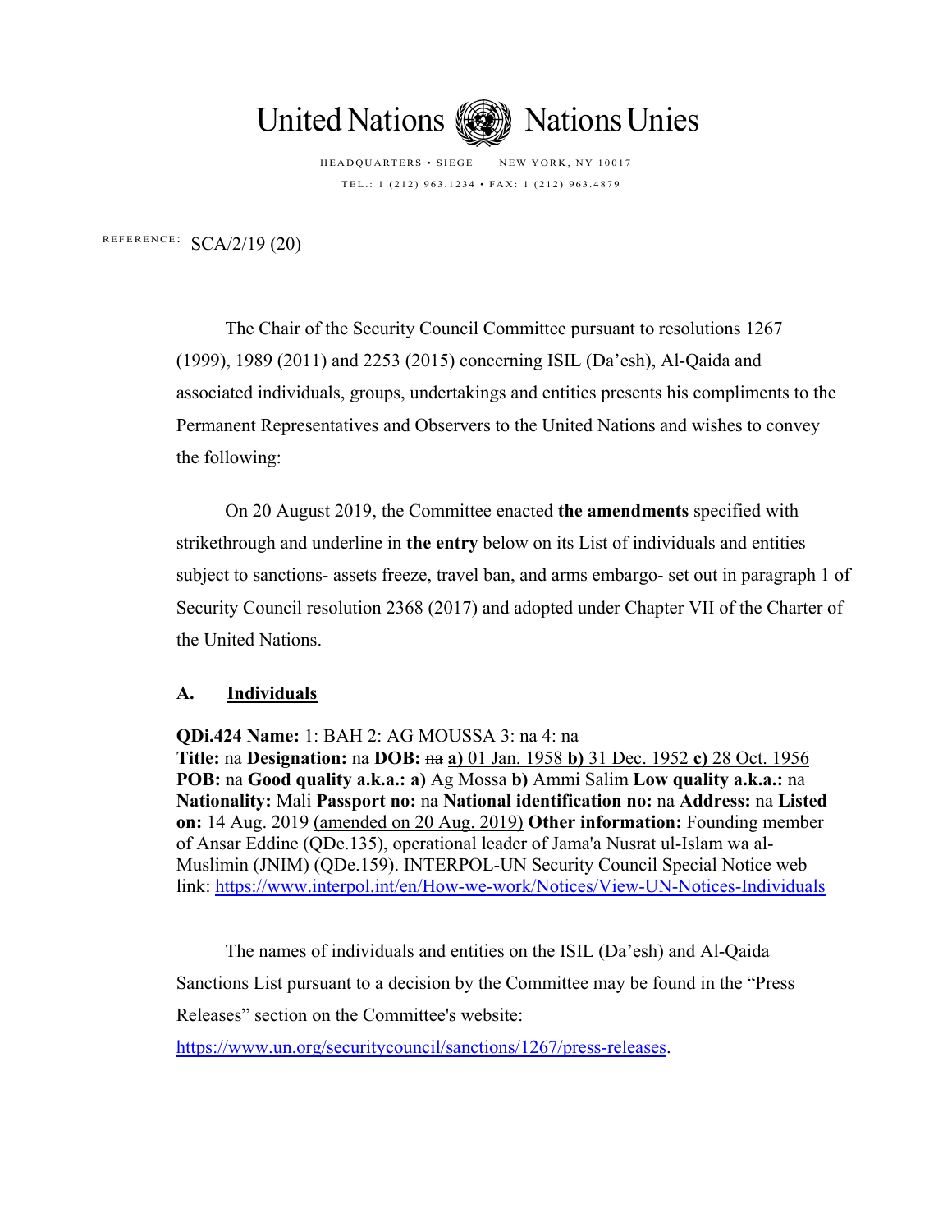United Nations Nations Unies

HEADQUARTERS • SIEGE NEW YORK, NY 10017

TEL.: 1 (212) 963.1234 • FAX: 1 (212) 963.4879

REFERENCE: SCA/2/19 (20)

The Chair of the Security Council Committee pursuant to resolutions 1267 (1999), 1989 (2011) and 2253 (2015) concerning ISIL (Da'esh), Al-Qaida and associated individuals, groups, undertakings and entities presents his compliments to the Permanent Representatives and Observers to the United Nations and wishes to convey the following:

On 20 August 2019, the Committee enacted **the amendments** specified with strikethrough and underline in **the entry** below on its List of individuals and entities subject to sanctions- assets freeze, travel ban, and arms embargo- set out in paragraph 1 of Security Council resolution 2368 (2017) and adopted under Chapter VII of the Charter of the United Nations.

**A. Individuals**

**QDi.424 Name:** 1: BAH 2: AG MOUSSA 3: na 4: na
**Title:** na **Designation:** na **DOB:** ~~na~~ <u>**a)** 01 Jan. 1958 **b)** 31 Dec. 1952 **c)** 28 Oct. 1956</u> **POB:** na **Good quality a.k.a.: a)** Ag Mossa **b)** Ammi Salim **Low quality a.k.a.:** na **Nationality:** Mali **Passport no:** na **National identification no:** na **Address:** na **Listed on:** 14 Aug. 2019 <u>(amended on 20 Aug. 2019)</u> **Other information:** Founding member of Ansar Eddine (QDe.135), operational leader of Jama'a Nusrat ul-Islam wa al-Muslimin (JNIM) (QDe.159). INTERPOL-UN Security Council Special Notice web link: https://www.interpol.int/en/How-we-work/Notices/View-UN-Notices-Individuals

The names of individuals and entities on the ISIL (Da'esh) and Al-Qaida Sanctions List pursuant to a decision by the Committee may be found in the "Press Releases" section on the Committee's website: https://www.un.org/securitycouncil/sanctions/1267/press-releases.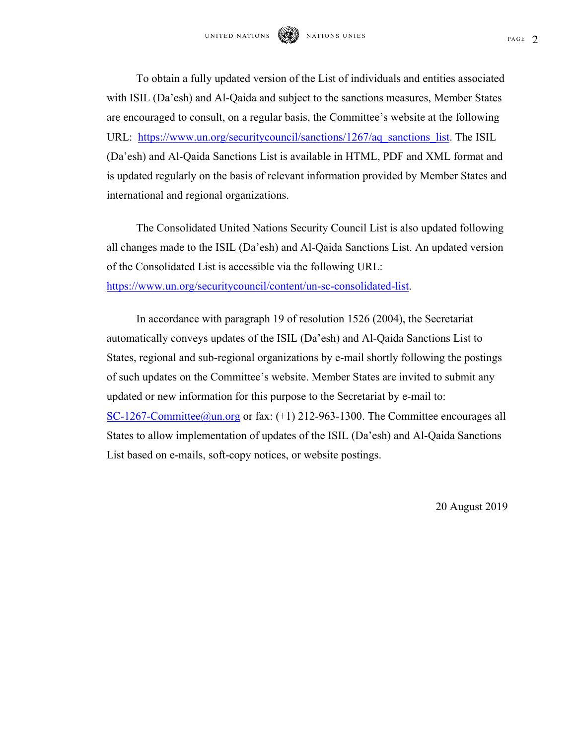To obtain a fully updated version of the List of individuals and entities associated with ISIL (Da'esh) and Al-Qaida and subject to the sanctions measures, Member States are encouraged to consult, on a regular basis, the Committee's website at the following URL: https://www.un.org/securitycouncil/sanctions/1267/aq_sanctions_list. The ISIL (Da'esh) and Al-Qaida Sanctions List is available in HTML, PDF and XML format and is updated regularly on the basis of relevant information provided by Member States and international and regional organizations.

The Consolidated United Nations Security Council List is also updated following all changes made to the ISIL (Da'esh) and Al-Qaida Sanctions List. An updated version of the Consolidated List is accessible via the following URL: https://www.un.org/securitycouncil/content/un-sc-consolidated-list.

In accordance with paragraph 19 of resolution 1526 (2004), the Secretariat automatically conveys updates of the ISIL (Da'esh) and Al-Qaida Sanctions List to States, regional and sub-regional organizations by e-mail shortly following the postings of such updates on the Committee's website. Member States are invited to submit any updated or new information for this purpose to the Secretariat by e-mail to: SC-1267-Committee@un.org or fax: (+1) 212-963-1300. The Committee encourages all States to allow implementation of updates of the ISIL (Da'esh) and Al-Qaida Sanctions List based on e-mails, soft-copy notices, or website postings.

20 August 2019